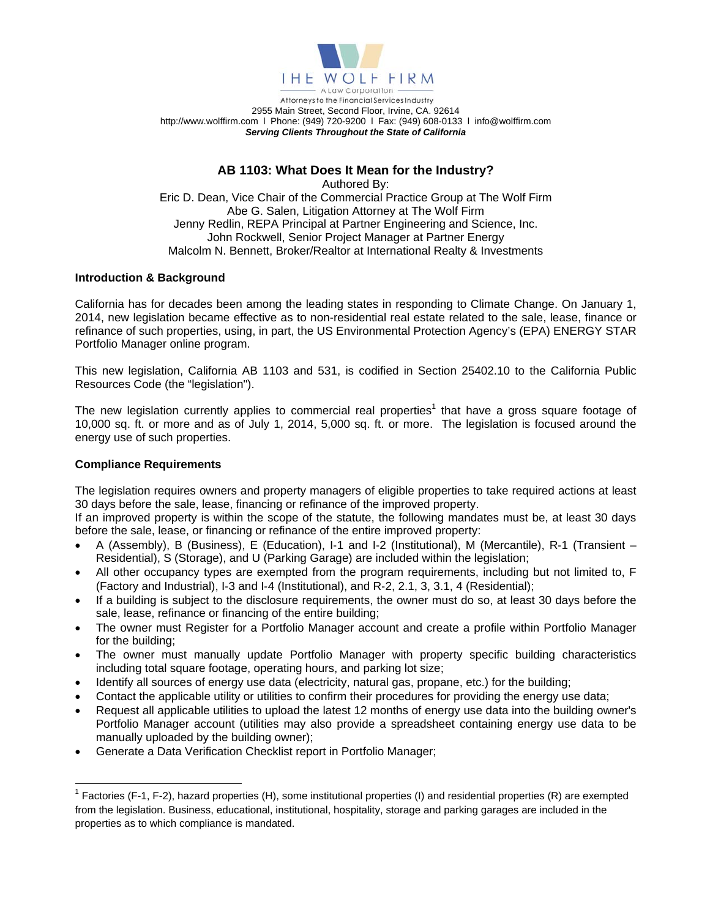THE WOLF FIRM

A Law Corporation

Attorneys to the Financial Services Industry

2955 Main Street, Second Floor, Irvine, CA. 92614

http://www.wolffirm.com l Phone: (949) 720-9200 l Fax: (949) 608-0133 l info@wolffirm.com

***Serving Clients Throughout the State of California***

# AB 1103: What Does It Mean for the Industry?

Authored By:

Eric D. Dean, Vice Chair of the Commercial Practice Group at The Wolf Firm

Abe G. Salen, Litigation Attorney at The Wolf Firm

Jenny Redlin, REPA Principal at Partner Engineering and Science, Inc.

John Rockwell, Senior Project Manager at Partner Energy

Malcolm N. Bennett, Broker/Realtor at International Realty & Investments

## Introduction & Background

California has for decades been among the leading states in responding to Climate Change. On January 1, 2014, new legislation became effective as to non-residential real estate related to the sale, lease, finance or refinance of such properties, using, in part, the US Environmental Protection Agency's (EPA) ENERGY STAR Portfolio Manager online program.

This new legislation, California AB 1103 and 531, is codified in Section 25402.10 to the California Public Resources Code (the "legislation").

The new legislation currently applies to commercial real properties[1] that have a gross square footage of 10,000 sq. ft. or more and as of July 1, 2014, 5,000 sq. ft. or more. The legislation is focused around the energy use of such properties.

## Compliance Requirements

The legislation requires owners and property managers of eligible properties to take required actions at least 30 days before the sale, lease, financing or refinance of the improved property.

If an improved property is within the scope of the statute, the following mandates must be, at least 30 days before the sale, lease, or financing or refinance of the entire improved property:

- A (Assembly), B (Business), E (Education), I-1 and I-2 (Institutional), M (Mercantile), R-1 (Transient – Residential), S (Storage), and U (Parking Garage) are included within the legislation;
- All other occupancy types are exempted from the program requirements, including but not limited to, F (Factory and Industrial), I-3 and I-4 (Institutional), and R-2, 2.1, 3, 3.1, 4 (Residential);
- If a building is subject to the disclosure requirements, the owner must do so, at least 30 days before the sale, lease, refinance or financing of the entire building;
- The owner must Register for a Portfolio Manager account and create a profile within Portfolio Manager for the building;
- The owner must manually update Portfolio Manager with property specific building characteristics including total square footage, operating hours, and parking lot size;
- Identify all sources of energy use data (electricity, natural gas, propane, etc.) for the building;
- Contact the applicable utility or utilities to confirm their procedures for providing the energy use data;
- Request all applicable utilities to upload the latest 12 months of energy use data into the building owner's Portfolio Manager account (utilities may also provide a spreadsheet containing energy use data to be manually uploaded by the building owner);
- Generate a Data Verification Checklist report in Portfolio Manager;

---

[1] Factories (F-1, F-2), hazard properties (H), some institutional properties (I) and residential properties (R) are exempted from the legislation. Business, educational, institutional, hospitality, storage and parking garages are included in the properties as to which compliance is mandated.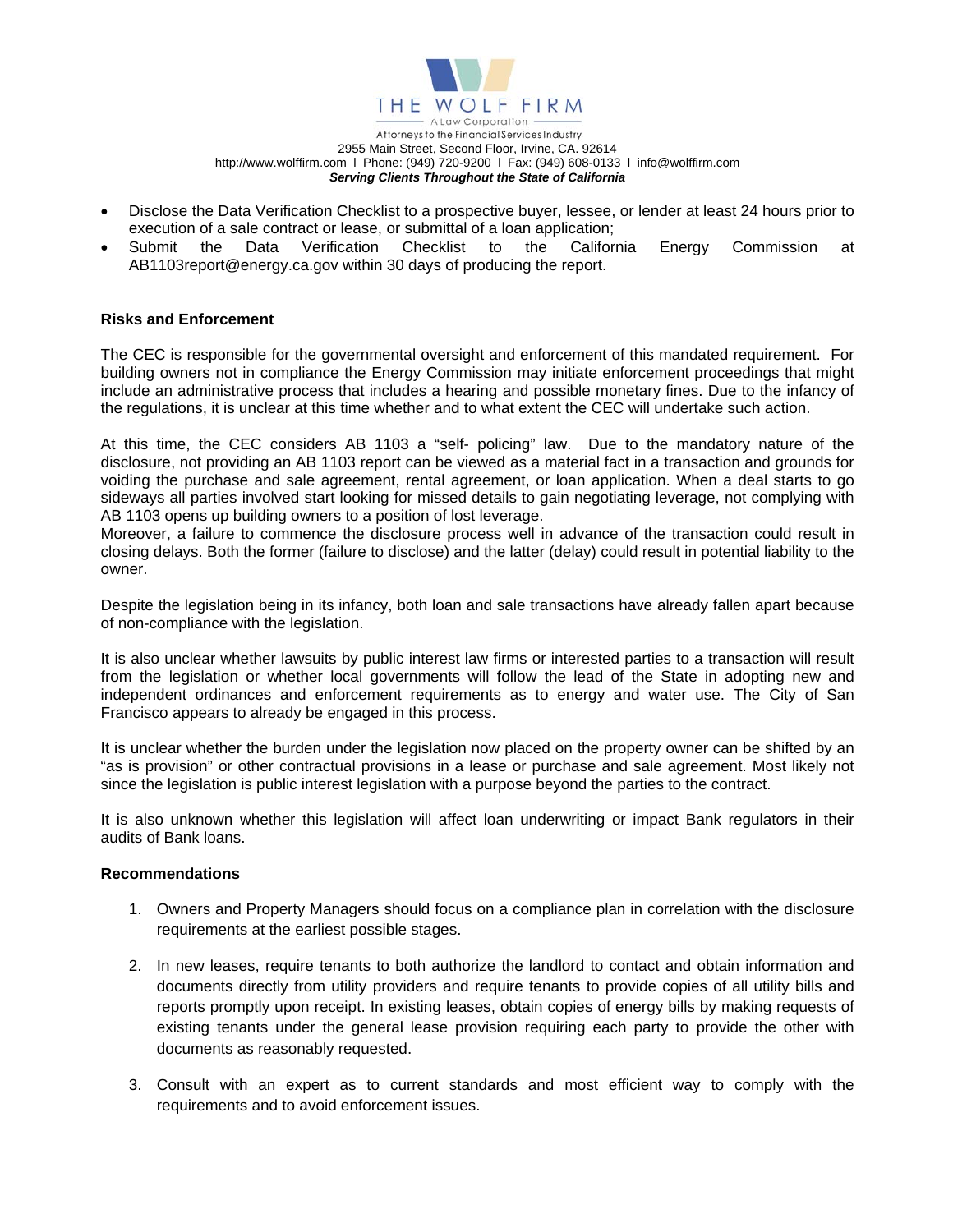- Disclose the Data Verification Checklist to a prospective buyer, lessee, or lender at least 24 hours prior to execution of a sale contract or lease, or submittal of a loan application;
- Submit the Data Verification Checklist to the California Energy Commission at AB1103report@energy.ca.gov within 30 days of producing the report.

**Risks and Enforcement**

The CEC is responsible for the governmental oversight and enforcement of this mandated requirement. For building owners not in compliance the Energy Commission may initiate enforcement proceedings that might include an administrative process that includes a hearing and possible monetary fines. Due to the infancy of the regulations, it is unclear at this time whether and to what extent the CEC will undertake such action.

At this time, the CEC considers AB 1103 a "self- policing" law. Due to the mandatory nature of the disclosure, not providing an AB 1103 report can be viewed as a material fact in a transaction and grounds for voiding the purchase and sale agreement, rental agreement, or loan application. When a deal starts to go sideways all parties involved start looking for missed details to gain negotiating leverage, not complying with AB 1103 opens up building owners to a position of lost leverage.
Moreover, a failure to commence the disclosure process well in advance of the transaction could result in closing delays. Both the former (failure to disclose) and the latter (delay) could result in potential liability to the owner.

Despite the legislation being in its infancy, both loan and sale transactions have already fallen apart because of non-compliance with the legislation.

It is also unclear whether lawsuits by public interest law firms or interested parties to a transaction will result from the legislation or whether local governments will follow the lead of the State in adopting new and independent ordinances and enforcement requirements as to energy and water use. The City of San Francisco appears to already be engaged in this process.

It is unclear whether the burden under the legislation now placed on the property owner can be shifted by an "as is provision" or other contractual provisions in a lease or purchase and sale agreement. Most likely not since the legislation is public interest legislation with a purpose beyond the parties to the contract.

It is also unknown whether this legislation will affect loan underwriting or impact Bank regulators in their audits of Bank loans.

**Recommendations**

1. Owners and Property Managers should focus on a compliance plan in correlation with the disclosure requirements at the earliest possible stages.

2. In new leases, require tenants to both authorize the landlord to contact and obtain information and documents directly from utility providers and require tenants to provide copies of all utility bills and reports promptly upon receipt. In existing leases, obtain copies of energy bills by making requests of existing tenants under the general lease provision requiring each party to provide the other with documents as reasonably requested.

3. Consult with an expert as to current standards and most efficient way to comply with the requirements and to avoid enforcement issues.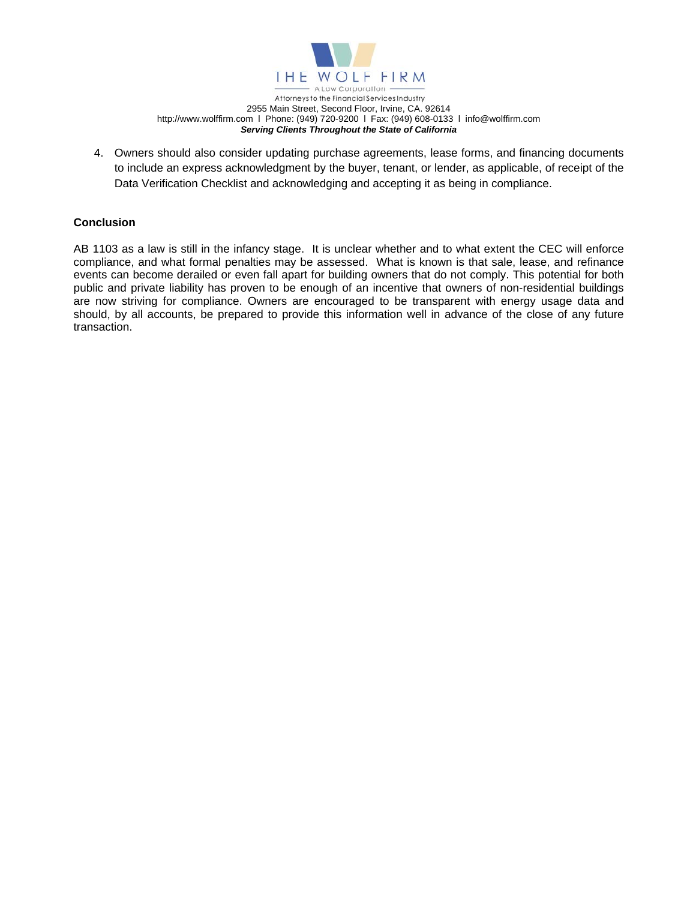4. Owners should also consider updating purchase agreements, lease forms, and financing documents to include an express acknowledgment by the buyer, tenant, or lender, as applicable, of receipt of the Data Verification Checklist and acknowledging and accepting it as being in compliance.

**Conclusion**

AB 1103 as a law is still in the infancy stage. It is unclear whether and to what extent the CEC will enforce compliance, and what formal penalties may be assessed. What is known is that sale, lease, and refinance events can become derailed or even fall apart for building owners that do not comply. This potential for both public and private liability has proven to be enough of an incentive that owners of non-residential buildings are now striving for compliance. Owners are encouraged to be transparent with energy usage data and should, by all accounts, be prepared to provide this information well in advance of the close of any future transaction.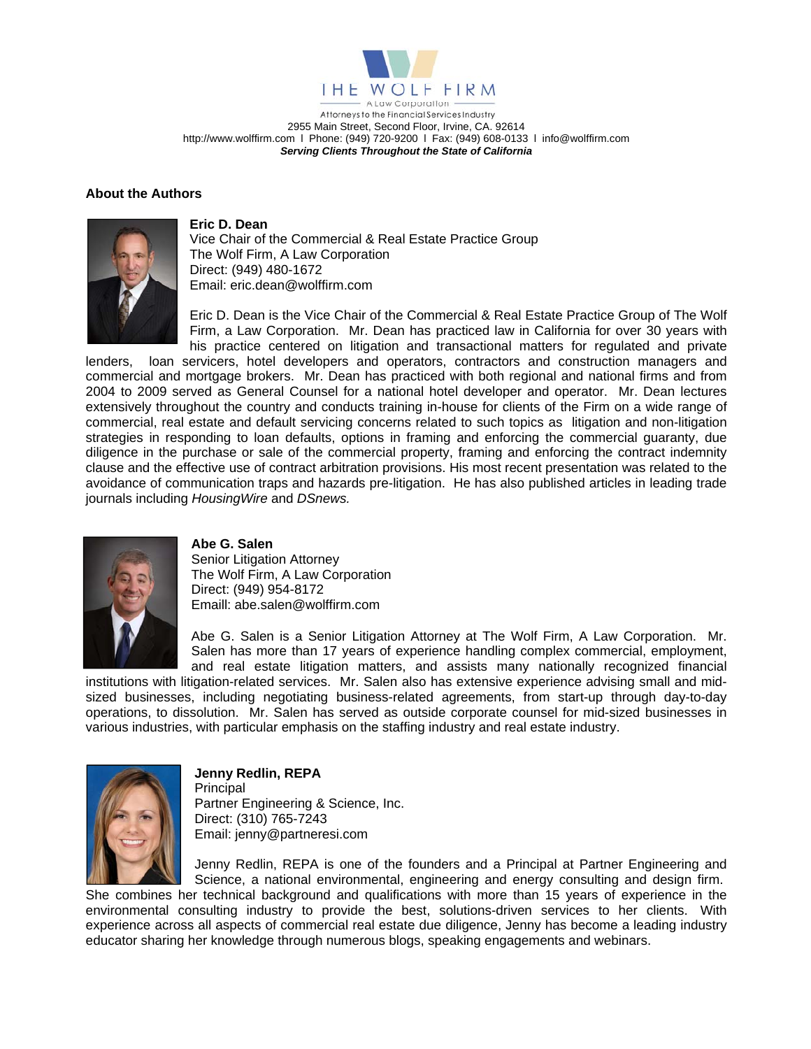THE WOLF FIRM

A Law Corporation

Attorneys to the Financial Services Industry

2955 Main Street, Second Floor, Irvine, CA. 92614

http://www.wolffirm.com I Phone: (949) 720-9200 I Fax: (949) 608-0133 I info@wolffirm.com

***Serving Clients Throughout the State of California***

## About the Authors

**Eric D. Dean**

Vice Chair of the Commercial & Real Estate Practice Group

The Wolf Firm, A Law Corporation

Direct: (949) 480-1672

Email: eric.dean@wolffirm.com

Eric D. Dean is the Vice Chair of the Commercial & Real Estate Practice Group of The Wolf Firm, a Law Corporation. Mr. Dean has practiced law in California for over 30 years with his practice centered on litigation and transactional matters for regulated and private lenders, loan servicers, hotel developers and operators, contractors and construction managers and commercial and mortgage brokers. Mr. Dean has practiced with both regional and national firms and from 2004 to 2009 served as General Counsel for a national hotel developer and operator. Mr. Dean lectures extensively throughout the country and conducts training in-house for clients of the Firm on a wide range of commercial, real estate and default servicing concerns related to such topics as litigation and non-litigation strategies in responding to loan defaults, options in framing and enforcing the commercial guaranty, due diligence in the purchase or sale of the commercial property, framing and enforcing the contract indemnity clause and the effective use of contract arbitration provisions. His most recent presentation was related to the avoidance of communication traps and hazards pre-litigation. He has also published articles in leading trade journals including *HousingWire* and *DSnews.*

**Abe G. Salen**

Senior Litigation Attorney

The Wolf Firm, A Law Corporation

Direct: (949) 954-8172

Emaill: abe.salen@wolffirm.com

Abe G. Salen is a Senior Litigation Attorney at The Wolf Firm, A Law Corporation. Mr. Salen has more than 17 years of experience handling complex commercial, employment, and real estate litigation matters, and assists many nationally recognized financial institutions with litigation-related services. Mr. Salen also has extensive experience advising small and mid-sized businesses, including negotiating business-related agreements, from start-up through day-to-day operations, to dissolution. Mr. Salen has served as outside corporate counsel for mid-sized businesses in various industries, with particular emphasis on the staffing industry and real estate industry.

**Jenny Redlin, REPA**

Principal

Partner Engineering & Science, Inc.

Direct: (310) 765-7243

Email: jenny@partneresi.com

Jenny Redlin, REPA is one of the founders and a Principal at Partner Engineering and Science, a national environmental, engineering and energy consulting and design firm. She combines her technical background and qualifications with more than 15 years of experience in the environmental consulting industry to provide the best, solutions-driven services to her clients. With experience across all aspects of commercial real estate due diligence, Jenny has become a leading industry educator sharing her knowledge through numerous blogs, speaking engagements and webinars.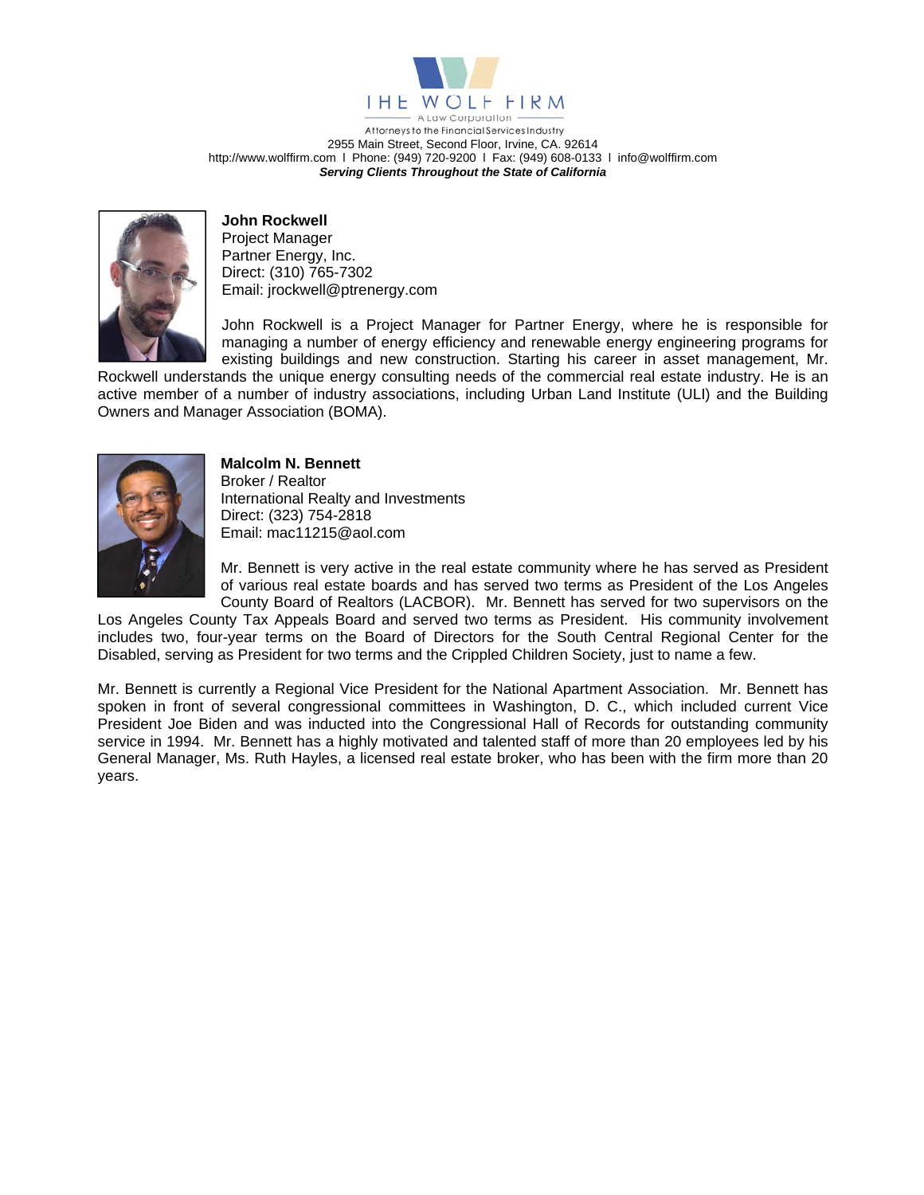THE WOLF FIRM

A Law Corporation

Attorneys to the Financial Services Industry

2955 Main Street, Second Floor, Irvine, CA. 92614

http://www.wolffirm.com l Phone: (949) 720-9200 l Fax: (949) 608-0133 l info@wolffirm.com

***Serving Clients Throughout the State of California***

**John Rockwell**
Project Manager
Partner Energy, Inc.
Direct: (310) 765-7302
Email: jrockwell@ptrenergy.com

John Rockwell is a Project Manager for Partner Energy, where he is responsible for managing a number of energy efficiency and renewable energy engineering programs for existing buildings and new construction. Starting his career in asset management, Mr. Rockwell understands the unique energy consulting needs of the commercial real estate industry. He is an active member of a number of industry associations, including Urban Land Institute (ULI) and the Building Owners and Manager Association (BOMA).

**Malcolm N. Bennett**
Broker / Realtor
International Realty and Investments
Direct: (323) 754-2818
Email: mac11215@aol.com

Mr. Bennett is very active in the real estate community where he has served as President of various real estate boards and has served two terms as President of the Los Angeles County Board of Realtors (LACBOR). Mr. Bennett has served for two supervisors on the Los Angeles County Tax Appeals Board and served two terms as President. His community involvement includes two, four-year terms on the Board of Directors for the South Central Regional Center for the Disabled, serving as President for two terms and the Crippled Children Society, just to name a few.

Mr. Bennett is currently a Regional Vice President for the National Apartment Association. Mr. Bennett has spoken in front of several congressional committees in Washington, D. C., which included current Vice President Joe Biden and was inducted into the Congressional Hall of Records for outstanding community service in 1994. Mr. Bennett has a highly motivated and talented staff of more than 20 employees led by his General Manager, Ms. Ruth Hayles, a licensed real estate broker, who has been with the firm more than 20 years.